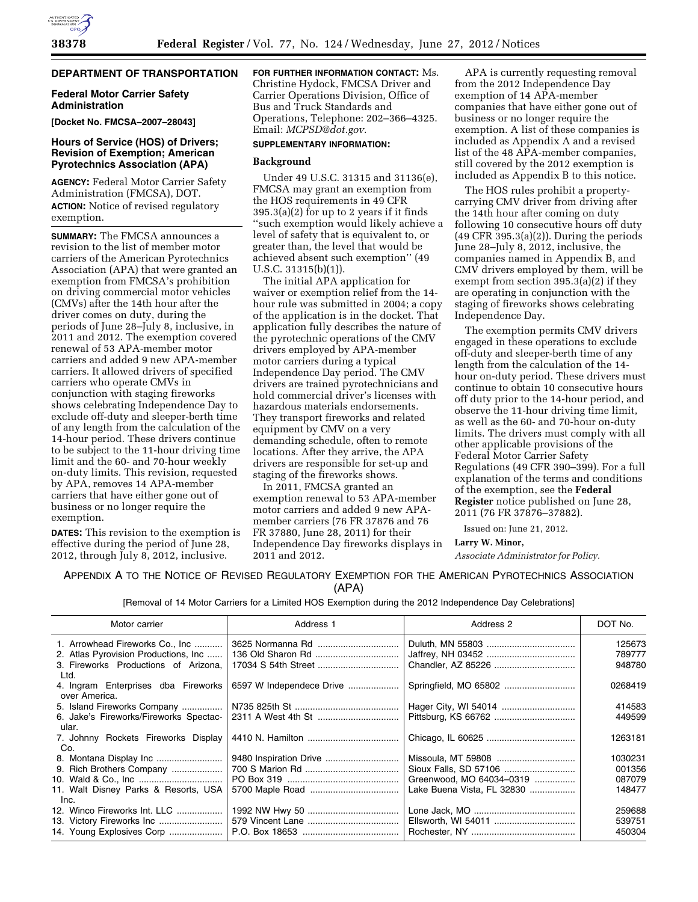## DEPARTMENT OF TRANSPORTATION

### Federal Motor Carrier Safety Administration

**[Docket No. FMCSA–2007–28043]**

### Hours of Service (HOS) of Drivers; Revision of Exemption; American Pyrotechnics Association (APA)

**AGENCY:** Federal Motor Carrier Safety Administration (FMCSA), DOT.

**ACTION:** Notice of revised regulatory exemption.

**SUMMARY:** The FMCSA announces a revision to the list of member motor carriers of the American Pyrotechnics Association (APA) that were granted an exemption from FMCSA's prohibition on driving commercial motor vehicles (CMVs) after the 14th hour after the driver comes on duty, during the periods of June 28–July 8, inclusive, in 2011 and 2012. The exemption covered renewal of 53 APA-member motor carriers and added 9 new APA-member carriers. It allowed drivers of specified carriers who operate CMVs in conjunction with staging fireworks shows celebrating Independence Day to exclude off-duty and sleeper-berth time of any length from the calculation of the 14-hour period. These drivers continue to be subject to the 11-hour driving time limit and the 60- and 70-hour weekly on-duty limits. This revision, requested by APA, removes 14 APA-member carriers that have either gone out of business or no longer require the exemption.

**DATES:** This revision to the exemption is effective during the period of June 28, 2012, through July 8, 2012, inclusive.

**FOR FURTHER INFORMATION CONTACT:** Ms. Christine Hydock, FMCSA Driver and Carrier Operations Division, Office of Bus and Truck Standards and Operations, Telephone: 202–366–4325. Email: *MCPSD@dot.gov.*

**SUPPLEMENTARY INFORMATION:**

#### Background

Under 49 U.S.C. 31315 and 31136(e), FMCSA may grant an exemption from the HOS requirements in 49 CFR 395.3(a)(2) for up to 2 years if it finds ''such exemption would likely achieve a level of safety that is equivalent to, or greater than, the level that would be achieved absent such exemption'' (49 U.S.C. 31315(b)(1)).

The initial APA application for waiver or exemption relief from the 14-hour rule was submitted in 2004; a copy of the application is in the docket. That application fully describes the nature of the pyrotechnic operations of the CMV drivers employed by APA-member motor carriers during a typical Independence Day period. The CMV drivers are trained pyrotechnicians and hold commercial driver's licenses with hazardous materials endorsements. They transport fireworks and related equipment by CMV on a very demanding schedule, often to remote locations. After they arrive, the APA drivers are responsible for set-up and staging of the fireworks shows.

In 2011, FMCSA granted an exemption renewal to 53 APA-member motor carriers and added 9 new APA-member carriers (76 FR 37876 and 76 FR 37880, June 28, 2011) for their Independence Day fireworks displays in 2011 and 2012.

APA is currently requesting removal from the 2012 Independence Day exemption of 14 APA-member companies that have either gone out of business or no longer require the exemption. A list of these companies is included as Appendix A and a revised list of the 48 APA-member companies, still covered by the 2012 exemption is included as Appendix B to this notice.

The HOS rules prohibit a property-carrying CMV driver from driving after the 14th hour after coming on duty following 10 consecutive hours off duty (49 CFR 395.3(a)(2)). During the periods June 28–July 8, 2012, inclusive, the companies named in Appendix B, and CMV drivers employed by them, will be exempt from section 395.3(a)(2) if they are operating in conjunction with the staging of fireworks shows celebrating Independence Day.

The exemption permits CMV drivers engaged in these operations to exclude off-duty and sleeper-berth time of any length from the calculation of the 14-hour on-duty period. These drivers must continue to obtain 10 consecutive hours off duty prior to the 14-hour period, and observe the 11-hour driving time limit, as well as the 60- and 70-hour on-duty limits. The drivers must comply with all other applicable provisions of the Federal Motor Carrier Safety Regulations (49 CFR 390–399). For a full explanation of the terms and conditions of the exemption, see the **Federal Register** notice published on June 28, 2011 (76 FR 37876–37882).

Issued on: June 21, 2012.

**Larry W. Minor,**

*Associate Administrator for Policy.*

### APPENDIX A TO THE NOTICE OF REVISED REGULATORY EXEMPTION FOR THE AMERICAN PYROTECHNICS ASSOCIATION (APA)

[Removal of 14 Motor Carriers for a Limited HOS Exemption during the 2012 Independence Day Celebrations]

| Motor carrier | Address 1 | Address 2 | DOT No. |
|---|---|---|---|
| 1. Arrowhead Fireworks Co., Inc | 3625 Normanna Rd | Duluth, MN 55803 | 125673 |
| 2. Atlas Pyrovision Productions, Inc | 136 Old Sharon Rd | Jaffrey, NH 03452 | 789777 |
| 3. Fireworks Productions of Arizona, Ltd. | 17034 S 54th Street | Chandler, AZ 85226 | 948780 |
| 4. Ingram Enterprises dba Fireworks over America. | 6597 W Independece Drive | Springfield, MO 65802 | 0268419 |
| 5. Island Fireworks Company | N735 825th St | Hager City, WI 54014 | 414583 |
| 6. Jake's Fireworks/Fireworks Spectacular. | 2311 A West 4th St | Pittsburg, KS 66762 | 449599 |
| 7. Johnny Rockets Fireworks Display Co. | 4410 N. Hamilton | Chicago, IL 60625 | 1263181 |
| 8. Montana Display Inc | 9480 Inspiration Drive | Missoula, MT 59808 | 1030231 |
| 9. Rich Brothers Company | 700 S Marion Rd | Sioux Falls, SD 57106 | 001356 |
| 10. Wald & Co., Inc | PO Box 319 | Greenwood, MO 64034–0319 | 087079 |
| 11. Walt Disney Parks & Resorts, USA Inc. | 5700 Maple Road | Lake Buena Vista, FL 32830 | 148477 |
| 12. Winco Fireworks Int. LLC | 1992 NW Hwy 50 | Lone Jack, MO | 259688 |
| 13. Victory Fireworks Inc | 579 Vincent Lane | Ellsworth, WI 54011 | 539751 |
| 14. Young Explosives Corp | P.O. Box 18653 | Rochester, NY | 450304 |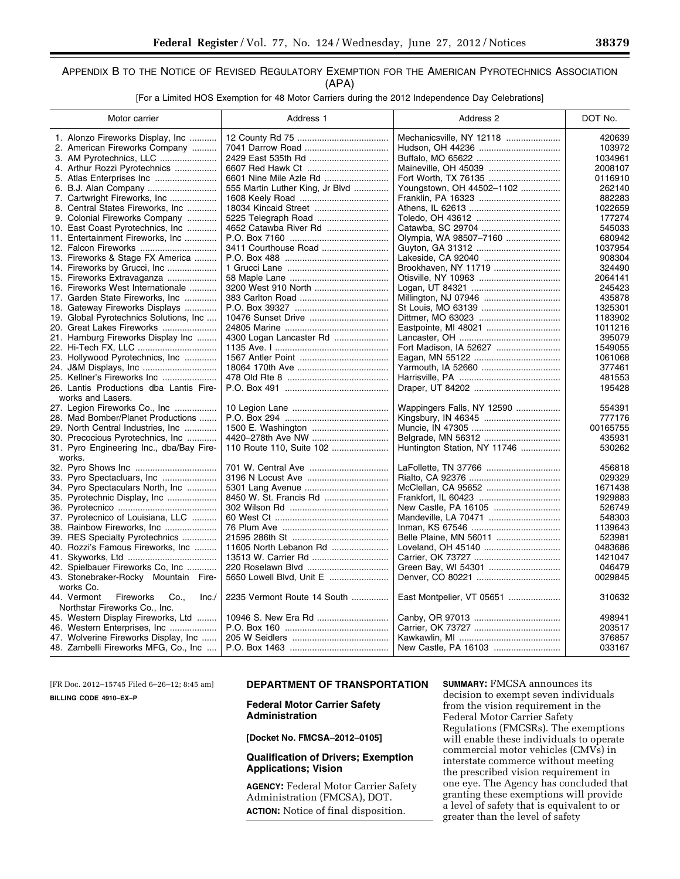# APPENDIX B TO THE NOTICE OF REVISED REGULATORY EXEMPTION FOR THE AMERICAN PYROTECHNICS ASSOCIATION (APA)

[For a Limited HOS Exemption for 48 Motor Carriers during the 2012 Independence Day Celebrations]

| Motor carrier | Address 1 | Address 2 | DOT No. |
|---|---|---|---|
| 1. Alonzo Fireworks Display, Inc | 12 County Rd 75 | Mechanicsville, NY 12118 | 420639 |
| 2. American Fireworks Company | 7041 Darrow Road | Hudson, OH 44236 | 103972 |
| 3. AM Pyrotechnics, LLC | 2429 East 535th Rd | Buffalo, MO 65622 | 1034961 |
| 4. Arthur Rozzi Pyrotechnics | 6607 Red Hawk Ct | Maineville, OH 45039 | 2008107 |
| 5. Atlas Enterprises Inc | 6601 Nine Mile Azle Rd | Fort Worth, TX 76135 | 0116910 |
| 6. B.J. Alan Company | 555 Martin Luther King, Jr Blvd | Youngstown, OH 44502–1102 | 262140 |
| 7. Cartwright Fireworks, Inc | 1608 Keely Road | Franklin, PA 16323 | 882283 |
| 8. Central States Fireworks, Inc | 18034 Kincaid Street | Athens, IL 62613 | 1022659 |
| 9. Colonial Fireworks Company | 5225 Telegraph Road | Toledo, OH 43612 | 177274 |
| 10. East Coast Pyrotechnics, Inc | 4652 Catawba River Rd | Catawba, SC 29704 | 545033 |
| 11. Entertainment Fireworks, Inc | P.O. Box 7160 | Olympia, WA 98507–7160 | 680942 |
| 12. Falcon Fireworks | 3411 Courthouse Road | Guyton, GA 31312 | 1037954 |
| 13. Fireworks & Stage FX America | P.O. Box 488 | Lakeside, CA 92040 | 908304 |
| 14. Fireworks by Grucci, Inc | 1 Grucci Lane | Brookhaven, NY 11719 | 324490 |
| 15. Fireworks Extravaganza | 58 Maple Lane | Otisville, NY 10963 | 2064141 |
| 16. Fireworks West Internationale | 3200 West 910 North | Logan, UT 84321 | 245423 |
| 17. Garden State Fireworks, Inc | 383 Carlton Road | Millington, NJ 07946 | 435878 |
| 18. Gateway Fireworks Displays | P.O. Box 39327 | St Louis, MO 63139 | 1325301 |
| 19. Global Pyrotechnics Solutions, Inc | 10476 Sunset Drive | Dittmer, MO 63023 | 1183902 |
| 20. Great Lakes Fireworks | 24805 Marine | Eastpointe, MI 48021 | 1011216 |
| 21. Hamburg Fireworks Display Inc | 4300 Logan Lancaster Rd | Lancaster, OH | 395079 |
| 22. Hi-Tech FX, LLC | 1135 Ave. I | Fort Madison, IA 52627 | 1549055 |
| 23. Hollywood Pyrotechnics, Inc | 1567 Antler Point | Eagan, MN 55122 | 1061068 |
| 24. J&M Displays, Inc | 18064 170th Ave | Yarmouth, IA 52660 | 377461 |
| 25. Kellner's Fireworks Inc | 478 Old Rte 8 | Harrisville, PA | 481553 |
| 26. Lantis Productions dba Lantis Fireworks and Lasers. | P.O. Box 491 | Draper, UT 84202 | 195428 |
| 27. Legion Fireworks Co., Inc | 10 Legion Lane | Wappingers Falls, NY 12590 | 554391 |
| 28. Mad Bomber/Planet Productions | P.O. Box 294 | Kingsbury, IN 46345 | 777176 |
| 29. North Central Industries, Inc | 1500 E. Washington | Muncie, IN 47305 | 00165755 |
| 30. Precocious Pyrotechnics, Inc | 4420–278th Ave NW | Belgrade, MN 56312 | 435931 |
| 31. Pyro Engineering Inc., dba/Bay Fireworks. | 110 Route 110, Suite 102 | Huntington Station, NY 11746 | 530262 |
| 32. Pyro Shows Inc | 701 W. Central Ave | LaFollette, TN 37766 | 456818 |
| 33. Pyro Spectacluars, Inc | 3196 N Locust Ave | Rialto, CA 92376 | 029329 |
| 34. Pyro Spectaculars North, Inc | 5301 Lang Avenue | McClellan, CA 95652 | 1671438 |
| 35. Pyrotechnic Display, Inc | 8450 W. St. Francis Rd | Frankfort, IL 60423 | 1929883 |
| 36. Pyrotecnico | 302 Wilson Rd | New Castle, PA 16105 | 526749 |
| 37. Pyrotecnico of Louisiana, LLC | 60 West Ct | Mandeville, LA 70471 | 548303 |
| 38. Rainbow Fireworks, Inc | 76 Plum Ave | Inman, KS 67546 | 1139643 |
| 39. RES Specialty Pyrotechnics | 21595 286th St | Belle Plaine, MN 56011 | 523981 |
| 40. Rozzi's Famous Fireworks, Inc | 11605 North Lebanon Rd | Loveland, OH 45140 | 0483686 |
| 41. Skyworks, Ltd | 13513 W. Carrier Rd | Carrier, OK 73727 | 1421047 |
| 42. Spielbauer Fireworks Co, Inc | 220 Roselawn Blvd | Green Bay, WI 54301 | 046479 |
| 43. Stonebraker-Rocky Mountain Fireworks Co. | 5650 Lowell Blvd, Unit E | Denver, CO 80221 | 0029845 |
| 44. Vermont Fireworks Co., Inc./ Northstar Fireworks Co., Inc. | 2235 Vermont Route 14 South | East Montpelier, VT 05651 | 310632 |
| 45. Western Display Fireworks, Ltd | 10946 S. New Era Rd | Canby, OR 97013 | 498941 |
| 46. Western Enterprises, Inc | P.O. Box 160 | Carrier, OK 73727 | 203517 |
| 47. Wolverine Fireworks Display, Inc | 205 W Seidlers | Kawkawlin, MI | 376857 |
| 48. Zambelli Fireworks MFG, Co., Inc | P.O. Box 1463 | New Castle, PA 16103 | 033167 |

[FR Doc. 2012–15745 Filed 6–26–12; 8:45 am]

**BILLING CODE 4910–EX–P**

## DEPARTMENT OF TRANSPORTATION

### Federal Motor Carrier Safety Administration

**[Docket No. FMCSA–2012–0105]**

### Qualification of Drivers; Exemption Applications; Vision

**AGENCY:** Federal Motor Carrier Safety Administration (FMCSA), DOT.

**ACTION:** Notice of final disposition.

**SUMMARY:** FMCSA announces its decision to exempt seven individuals from the vision requirement in the Federal Motor Carrier Safety Regulations (FMCSRs). The exemptions will enable these individuals to operate commercial motor vehicles (CMVs) in interstate commerce without meeting the prescribed vision requirement in one eye. The Agency has concluded that granting these exemptions will provide a level of safety that is equivalent to or greater than the level of safety